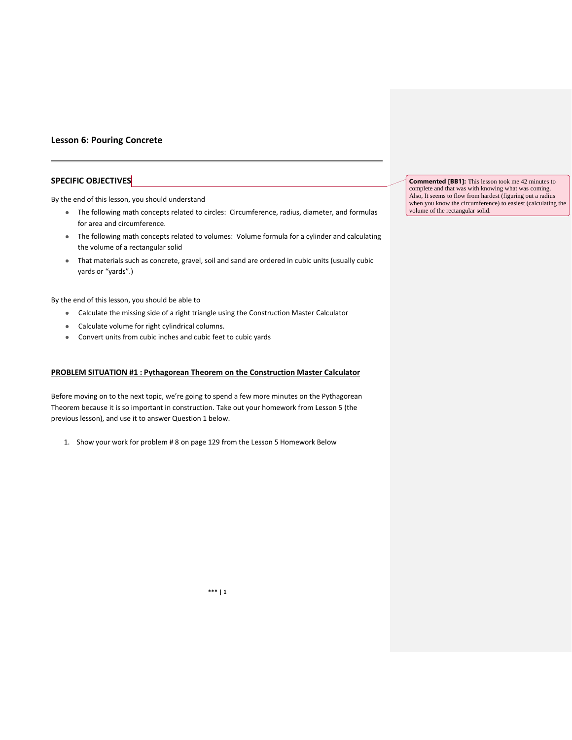# Lesson 6: Pouring Concrete

## SPECIFIC OBJECTIVES

> **Commented [BB1]:** This lesson took me 42 minutes to complete and that was with knowing what was coming. Also, It seems to flow from hardest (figuring out a radius when you know the circumference) to easiest (calculating the volume of the rectangular solid.

By the end of this lesson, you should understand

- The following math concepts related to circles: Circumference, radius, diameter, and formulas for area and circumference.
- The following math concepts related to volumes: Volume formula for a cylinder and calculating the volume of a rectangular solid
- That materials such as concrete, gravel, soil and sand are ordered in cubic units (usually cubic yards or "yards".)

By the end of this lesson, you should be able to

- Calculate the missing side of a right triangle using the Construction Master Calculator
- Calculate volume for right cylindrical columns.
- Convert units from cubic inches and cubic feet to cubic yards

## PROBLEM SITUATION #1 : Pythagorean Theorem on the Construction Master Calculator

Before moving on to the next topic, we're going to spend a few more minutes on the Pythagorean Theorem because it is so important in construction. Take out your homework from Lesson 5 (the previous lesson), and use it to answer Question 1 below.

1. Show your work for problem # 8 on page 129 from the Lesson 5 Homework Below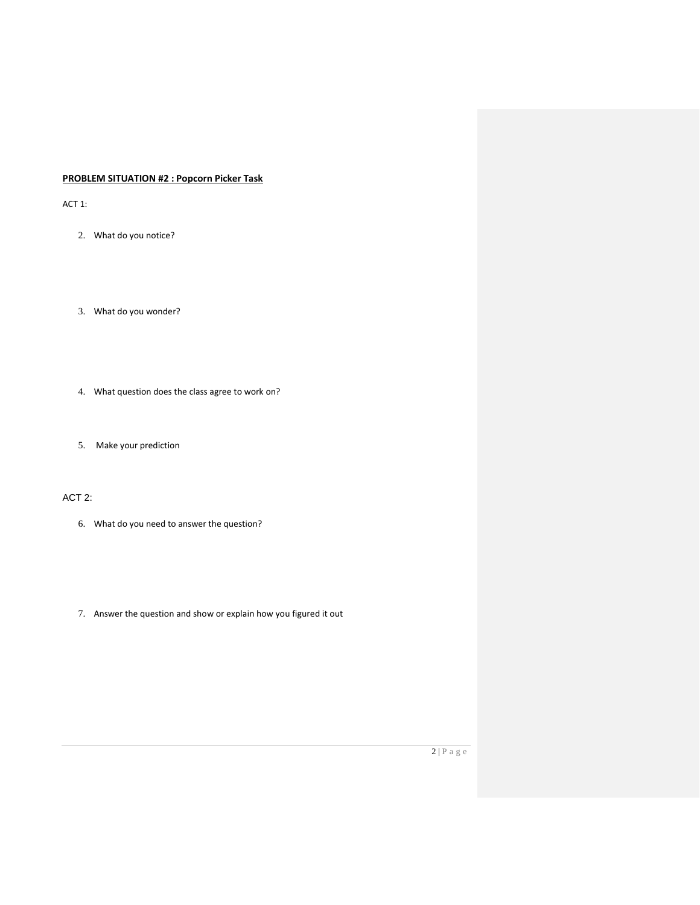**PROBLEM SITUATION #2 : Popcorn Picker Task**

ACT 1:

2. What do you notice?

3. What do you wonder?

4. What question does the class agree to work on?

5. Make your prediction

ACT 2:

6. What do you need to answer the question?

7. Answer the question and show or explain how you figured it out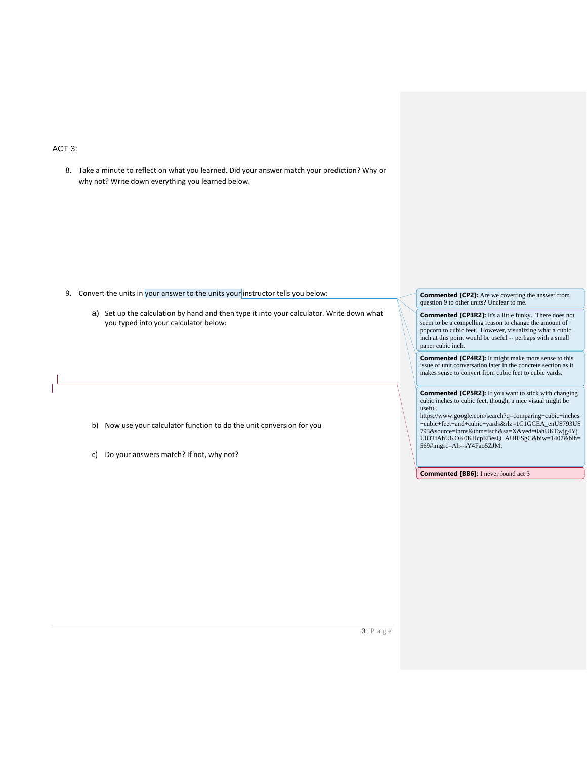ACT 3:

8. Take a minute to reflect on what you learned. Did your answer match your prediction? Why or why not? Write down everything you learned below.

9. Convert the units in your answer to the units your instructor tells you below:

   a) Set up the calculation by hand and then type it into your calculator. Write down what you typed into your calculator below:

   b) Now use your calculator function to do the unit conversion for you

   c) Do your answers match? If not, why not?

**Commented [CP2]:** Are we coverting the answer from question 9 to other units? Unclear to me.

**Commented [CP3R2]:** It's a little funky. There does not seem to be a compelling reason to change the amount of popcorn to cubic feet. However, visualizing what a cubic inch at this point would be useful -- perhaps with a small paper cubic inch.

**Commented [CP4R2]:** It might make more sense to this issue of unit conversation later in the concrete section as it makes sense to convert from cubic feet to cubic yards.

**Commented [CP5R2]:** If you want to stick with changing cubic inches to cubic feet, though, a nice visual might be useful. https://www.google.com/search?q=comparing+cubic+inches+cubic+feet+and+cubic+yards&rlz=1C1GCEA_enUS793US793&source=lnms&tbm=isch&sa=X&ved=0ahUKEwjg4YjUlOTiAhUKOK0KHcpEBesQ_AUIESgC&biw=1407&bih=569#imgrc=Ah--sY4Fao5ZJM:

**Commented [BB6]:** I never found act 3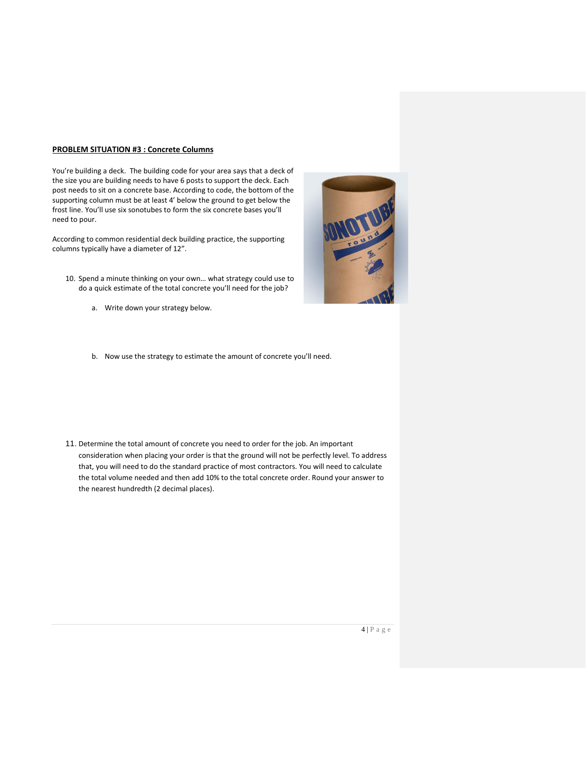**PROBLEM SITUATION #3 : Concrete Columns**

You're building a deck. The building code for your area says that a deck of the size you are building needs to have 6 posts to support the deck. Each post needs to sit on a concrete base. According to code, the bottom of the supporting column must be at least 4' below the ground to get below the frost line. You'll use six sonotubes to form the six concrete bases you'll need to pour.

According to common residential deck building practice, the supporting columns typically have a diameter of 12".

10. Spend a minute thinking on your own… what strategy could use to do a quick estimate of the total concrete you'll need for the job?

    a. Write down your strategy below.

    b. Now use the strategy to estimate the amount of concrete you'll need.

11. Determine the total amount of concrete you need to order for the job. An important consideration when placing your order is that the ground will not be perfectly level. To address that, you will need to do the standard practice of most contractors. You will need to calculate the total volume needed and then add 10% to the total concrete order. Round your answer to the nearest hundredth (2 decimal places).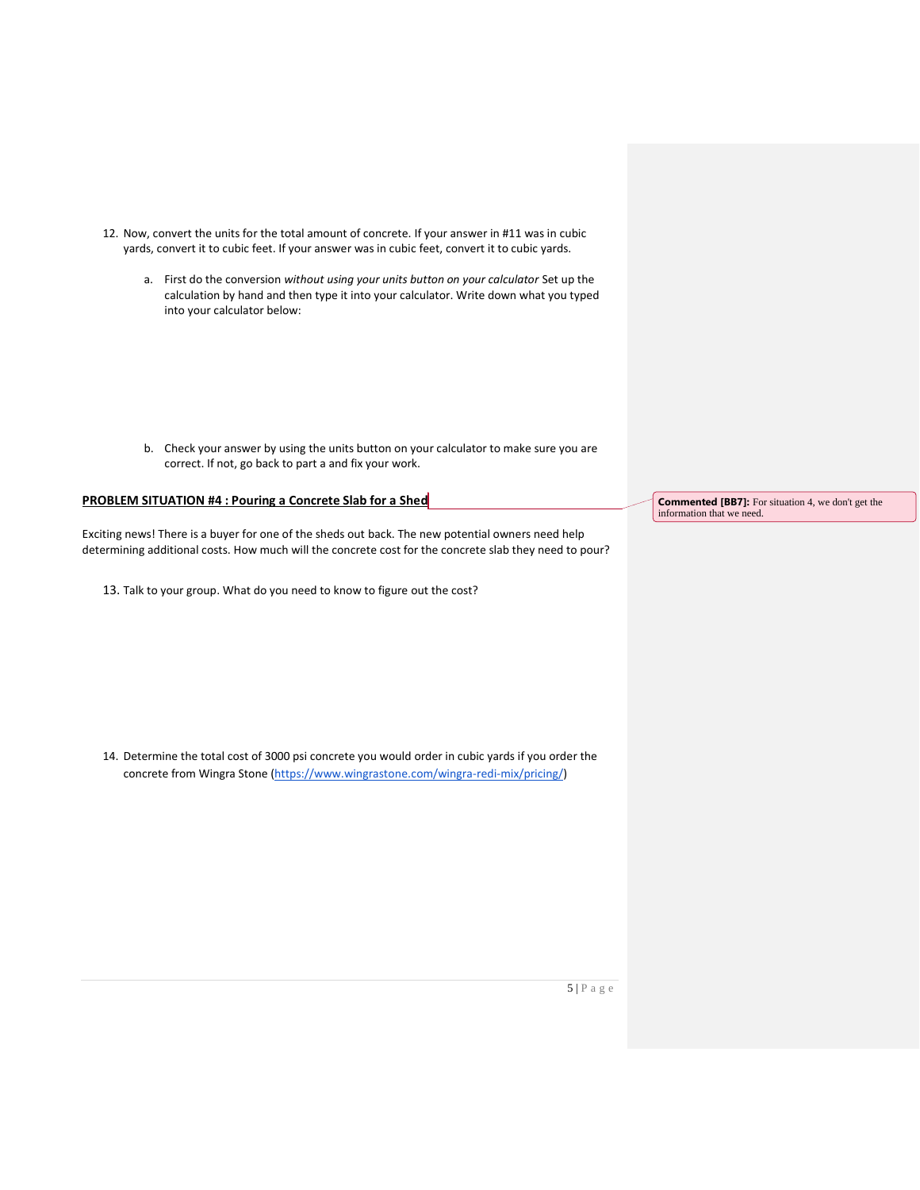12. Now, convert the units for the total amount of concrete. If your answer in #11 was in cubic yards, convert it to cubic feet. If your answer was in cubic feet, convert it to cubic yards.

    a. First do the conversion *without using your units button on your calculator* Set up the calculation by hand and then type it into your calculator. Write down what you typed into your calculator below:

    b. Check your answer by using the units button on your calculator to make sure you are correct. If not, go back to part a and fix your work.

## PROBLEM SITUATION #4 : Pouring a Concrete Slab for a Shed

**Commented [BB7]:** For situation 4, we don't get the information that we need.

Exciting news! There is a buyer for one of the sheds out back. The new potential owners need help determining additional costs. How much will the concrete cost for the concrete slab they need to pour?

13. Talk to your group. What do you need to know to figure out the cost?

14. Determine the total cost of 3000 psi concrete you would order in cubic yards if you order the concrete from Wingra Stone (https://www.wingrastone.com/wingra-redi-mix/pricing/)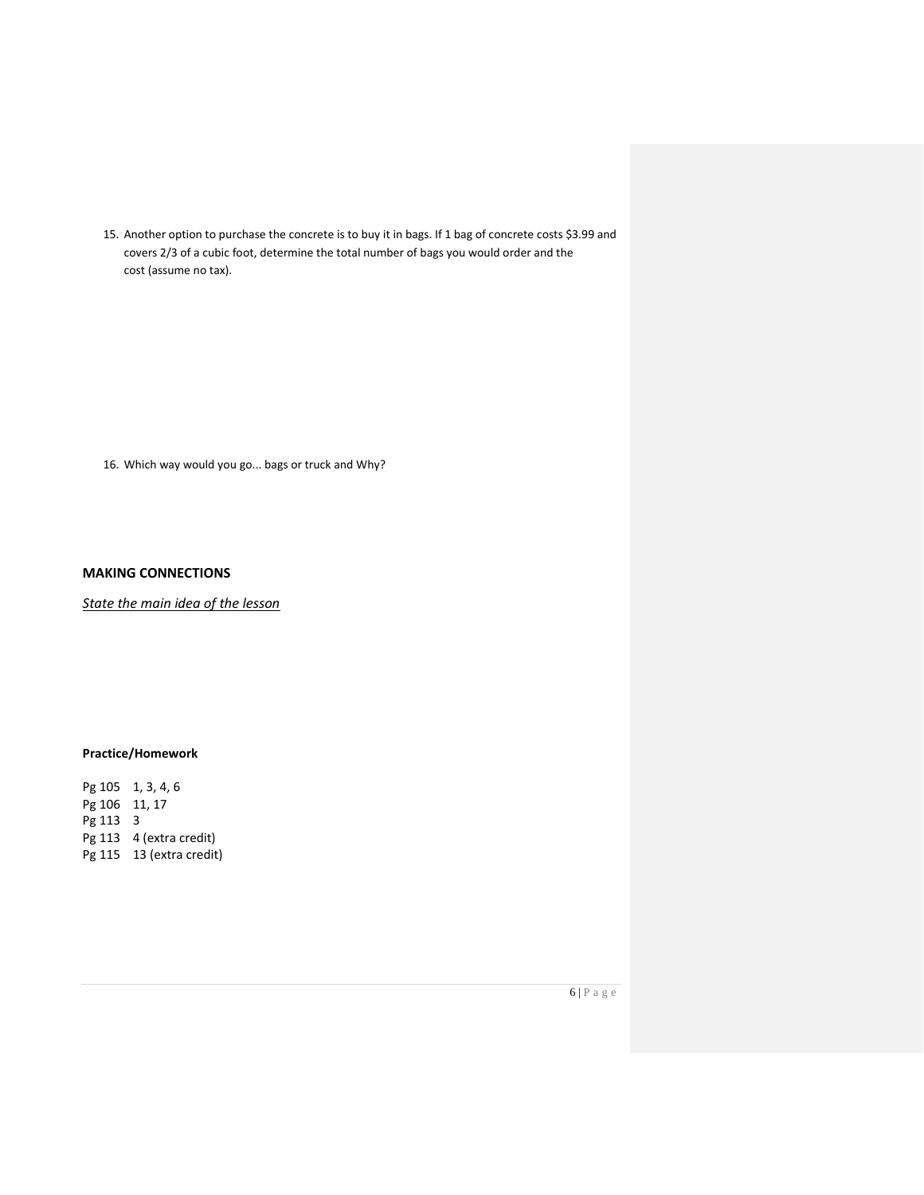15. Another option to purchase the concrete is to buy it in bags. If 1 bag of concrete costs \$3.99 and covers 2/3 of a cubic foot, determine the total number of bags you would order and the cost (assume no tax).

16. Which way would you go... bags or truck and Why?

## MAKING CONNECTIONS

*State the main idea of the lesson*

**Practice/Homework**

Pg 105 1, 3, 4, 6
Pg 106 11, 17
Pg 113 3
Pg 113 4 (extra credit)
Pg 115 13 (extra credit)